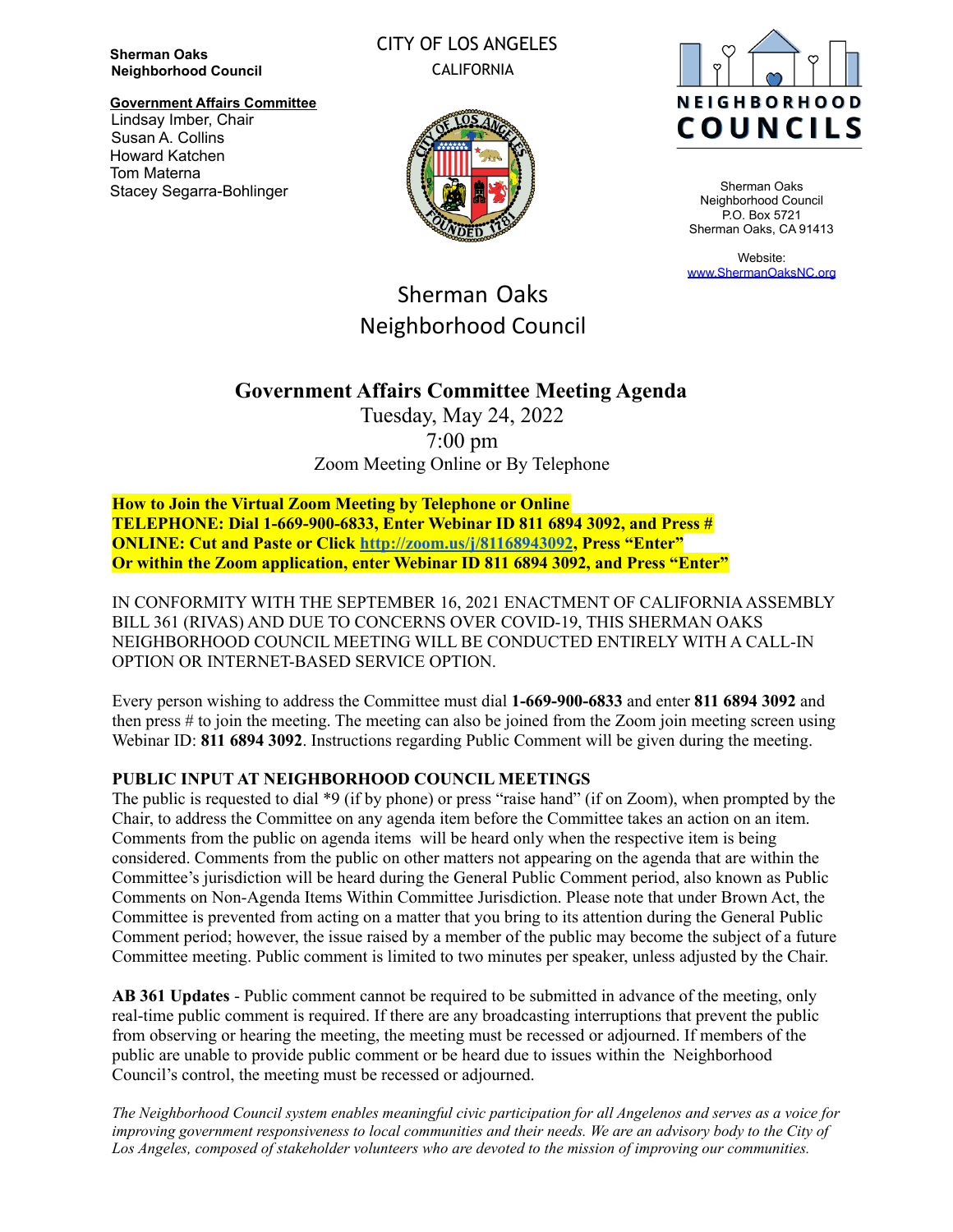**Sherman Oaks Neighborhood Council**

**Government Affairs Committee**
Lindsay Imber, Chair
Susan A. Collins
Howard Katchen
Tom Materna
Stacey Segarra-Bohlinger

CITY OF LOS ANGELES
CALIFORNIA

NEIGHBORHOOD COUNCILS

Sherman Oaks
Neighborhood Council
P.O. Box 5721
Sherman Oaks, CA 91413

Website:
www.ShermanOaksNC.org

# Sherman Oaks Neighborhood Council

## Government Affairs Committee Meeting Agenda

Tuesday, May 24, 2022
7:00 pm
Zoom Meeting Online or By Telephone

**How to Join the Virtual Zoom Meeting by Telephone or Online**
**TELEPHONE: Dial 1-669-900-6833, Enter Webinar ID 811 6894 3092, and Press #**
**ONLINE: Cut and Paste or Click http://zoom.us/j/81168943092, Press "Enter"**
**Or within the Zoom application, enter Webinar ID 811 6894 3092, and Press "Enter"**

IN CONFORMITY WITH THE SEPTEMBER 16, 2021 ENACTMENT OF CALIFORNIA ASSEMBLY BILL 361 (RIVAS) AND DUE TO CONCERNS OVER COVID-19, THIS SHERMAN OAKS NEIGHBORHOOD COUNCIL MEETING WILL BE CONDUCTED ENTIRELY WITH A CALL-IN OPTION OR INTERNET-BASED SERVICE OPTION.

Every person wishing to address the Committee must dial **1-669-900-6833** and enter **811 6894 3092** and then press # to join the meeting. The meeting can also be joined from the Zoom join meeting screen using Webinar ID: **811 6894 3092**. Instructions regarding Public Comment will be given during the meeting.

**PUBLIC INPUT AT NEIGHBORHOOD COUNCIL MEETINGS**
The public is requested to dial *9 (if by phone) or press "raise hand" (if on Zoom), when prompted by the Chair, to address the Committee on any agenda item before the Committee takes an action on an item. Comments from the public on agenda items will be heard only when the respective item is being considered. Comments from the public on other matters not appearing on the agenda that are within the Committee's jurisdiction will be heard during the General Public Comment period, also known as Public Comments on Non-Agenda Items Within Committee Jurisdiction. Please note that under Brown Act, the Committee is prevented from acting on a matter that you bring to its attention during the General Public Comment period; however, the issue raised by a member of the public may become the subject of a future Committee meeting. Public comment is limited to two minutes per speaker, unless adjusted by the Chair.

**AB 361 Updates** - Public comment cannot be required to be submitted in advance of the meeting, only real-time public comment is required. If there are any broadcasting interruptions that prevent the public from observing or hearing the meeting, the meeting must be recessed or adjourned. If members of the public are unable to provide public comment or be heard due to issues within the Neighborhood Council's control, the meeting must be recessed or adjourned.

*The Neighborhood Council system enables meaningful civic participation for all Angelenos and serves as a voice for improving government responsiveness to local communities and their needs. We are an advisory body to the City of Los Angeles, composed of stakeholder volunteers who are devoted to the mission of improving our communities.*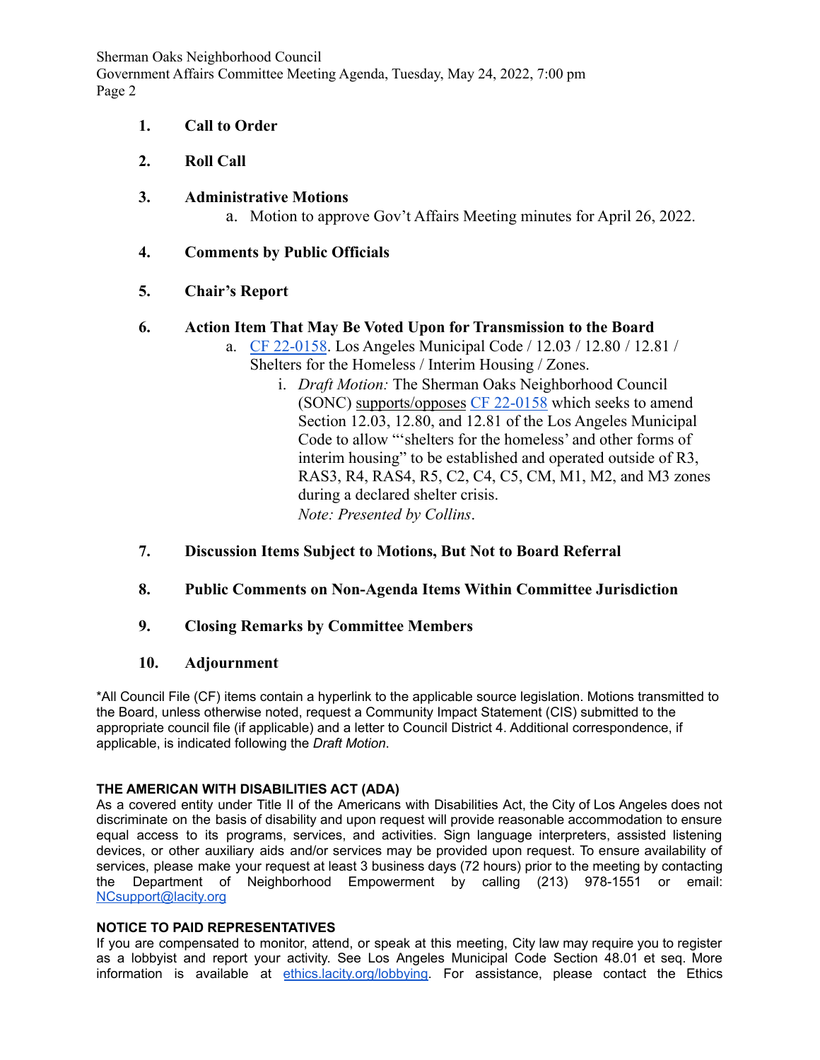1. **Call to Order**

2. **Roll Call**

3. **Administrative Motions**
   a. Motion to approve Gov't Affairs Meeting minutes for April 26, 2022.

4. **Comments by Public Officials**

5. **Chair's Report**

6. **Action Item That May Be Voted Upon for Transmission to the Board**
   a. CF 22-0158. Los Angeles Municipal Code / 12.03 / 12.80 / 12.81 / Shelters for the Homeless / Interim Housing / Zones.
      i. *Draft Motion:* The Sherman Oaks Neighborhood Council (SONC) supports/opposes CF 22-0158 which seeks to amend Section 12.03, 12.80, and 12.81 of the Los Angeles Municipal Code to allow "'shelters for the homeless' and other forms of interim housing" to be established and operated outside of R3, RAS3, R4, RAS4, R5, C2, C4, C5, CM, M1, M2, and M3 zones during a declared shelter crisis.
      *Note: Presented by Collins*.

7. **Discussion Items Subject to Motions, But Not to Board Referral**

8. **Public Comments on Non-Agenda Items Within Committee Jurisdiction**

9. **Closing Remarks by Committee Members**

10. **Adjournment**

*All Council File (CF) items contain a hyperlink to the applicable source legislation. Motions transmitted to the Board, unless otherwise noted, request a Community Impact Statement (CIS) submitted to the appropriate council file (if applicable) and a letter to Council District 4. Additional correspondence, if applicable, is indicated following the *Draft Motion*.

**THE AMERICAN WITH DISABILITIES ACT (ADA)**

As a covered entity under Title II of the Americans with Disabilities Act, the City of Los Angeles does not discriminate on the basis of disability and upon request will provide reasonable accommodation to ensure equal access to its programs, services, and activities. Sign language interpreters, assisted listening devices, or other auxiliary aids and/or services may be provided upon request. To ensure availability of services, please make your request at least 3 business days (72 hours) prior to the meeting by contacting the Department of Neighborhood Empowerment by calling (213) 978-1551 or email: NCsupport@lacity.org

**NOTICE TO PAID REPRESENTATIVES**

If you are compensated to monitor, attend, or speak at this meeting, City law may require you to register as a lobbyist and report your activity. See Los Angeles Municipal Code Section 48.01 et seq. More information is available at ethics.lacity.org/lobbying. For assistance, please contact the Ethics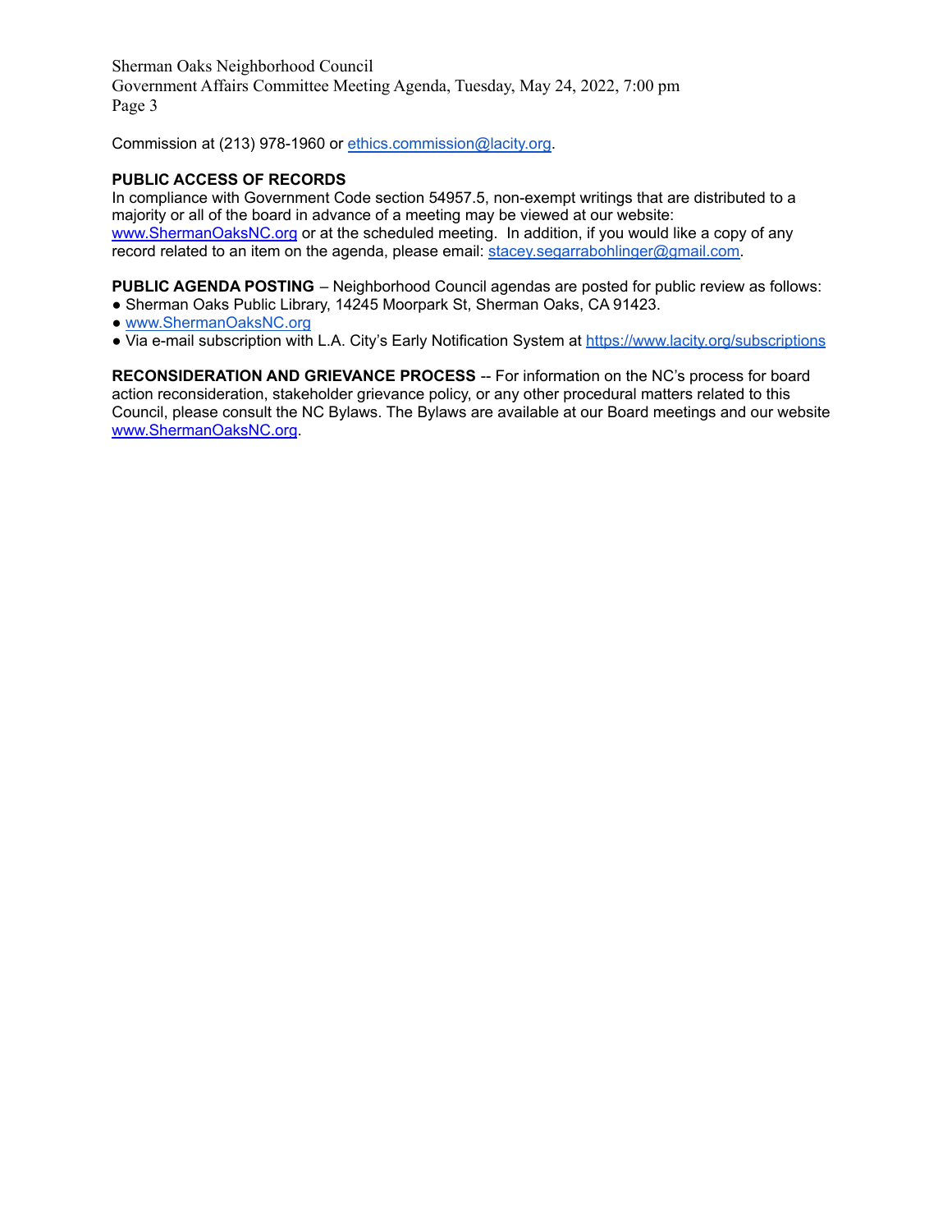Commission at (213) 978-1960 or ethics.commission@lacity.org.

**PUBLIC ACCESS OF RECORDS**
In compliance with Government Code section 54957.5, non-exempt writings that are distributed to a majority or all of the board in advance of a meeting may be viewed at our website: www.ShermanOaksNC.org or at the scheduled meeting. In addition, if you would like a copy of any record related to an item on the agenda, please email: stacey.segarrabohlinger@gmail.com.

**PUBLIC AGENDA POSTING** – Neighborhood Council agendas are posted for public review as follows:

- Sherman Oaks Public Library, 14245 Moorpark St, Sherman Oaks, CA 91423.
- www.ShermanOaksNC.org
- Via e-mail subscription with L.A. City's Early Notification System at https://www.lacity.org/subscriptions

**RECONSIDERATION AND GRIEVANCE PROCESS** -- For information on the NC's process for board action reconsideration, stakeholder grievance policy, or any other procedural matters related to this Council, please consult the NC Bylaws. The Bylaws are available at our Board meetings and our website www.ShermanOaksNC.org.